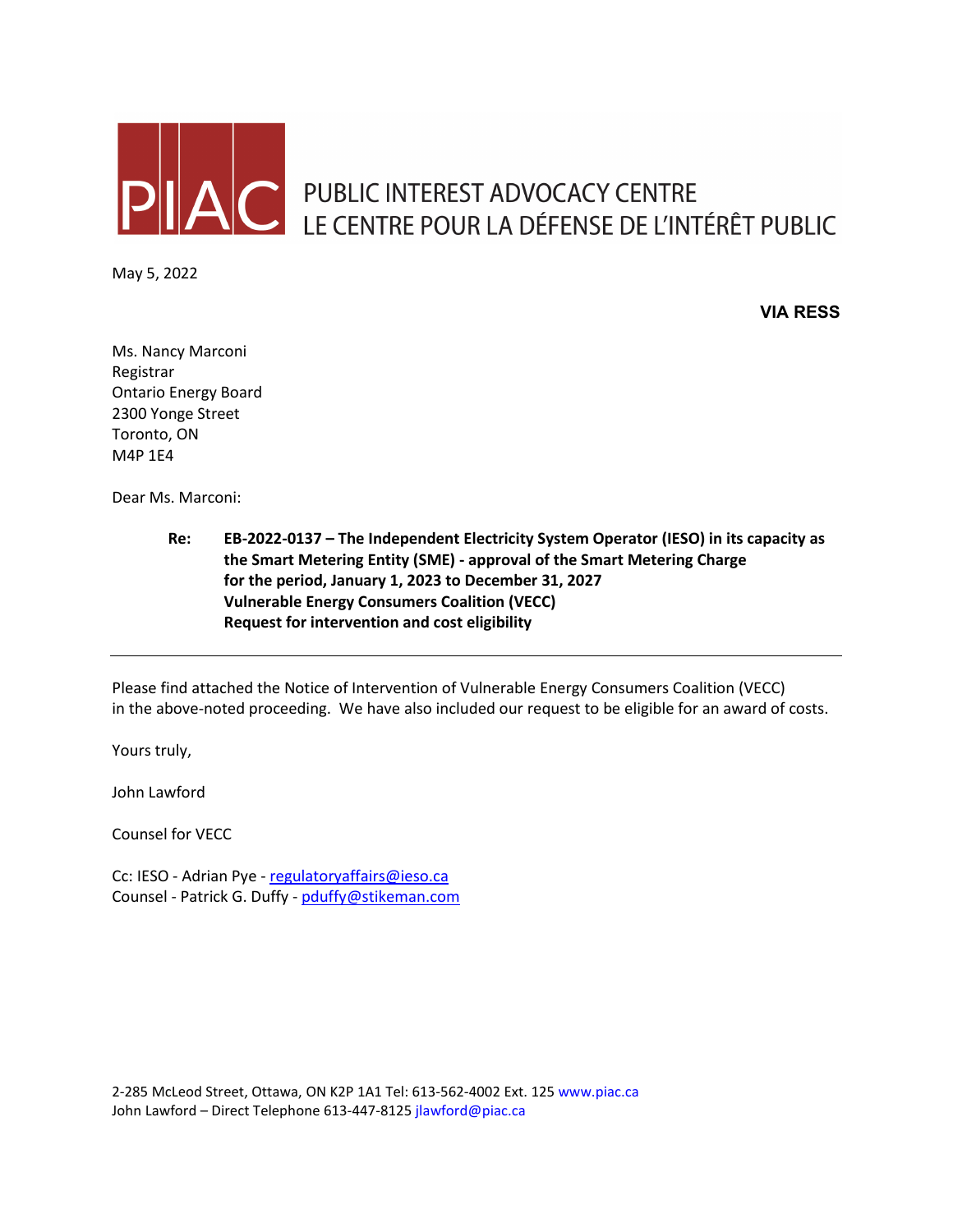PIAC

PUBLIC INTEREST ADVOCACY CENTRE
LE CENTRE POUR LA DÉFENSE DE L'INTÉRÊT PUBLIC

May 5, 2022

**VIA RESS**

Ms. Nancy Marconi
Registrar
Ontario Energy Board
2300 Yonge Street
Toronto, ON
M4P 1E4

Dear Ms. Marconi:

**Re: EB-2022-0137 – The Independent Electricity System Operator (IESO) in its capacity as the Smart Metering Entity (SME) - approval of the Smart Metering Charge for the period, January 1, 2023 to December 31, 2027**
**Vulnerable Energy Consumers Coalition (VECC)**
**Request for intervention and cost eligibility**

---

Please find attached the Notice of Intervention of Vulnerable Energy Consumers Coalition (VECC) in the above-noted proceeding. We have also included our request to be eligible for an award of costs.

Yours truly,

John Lawford

Counsel for VECC

Cc: IESO - Adrian Pye - regulatoryaffairs@ieso.ca
Counsel - Patrick G. Duffy - pduffy@stikeman.com

2-285 McLeod Street, Ottawa, ON K2P 1A1 Tel: 613-562-4002 Ext. 125 www.piac.ca
John Lawford – Direct Telephone 613-447-8125 jlawford@piac.ca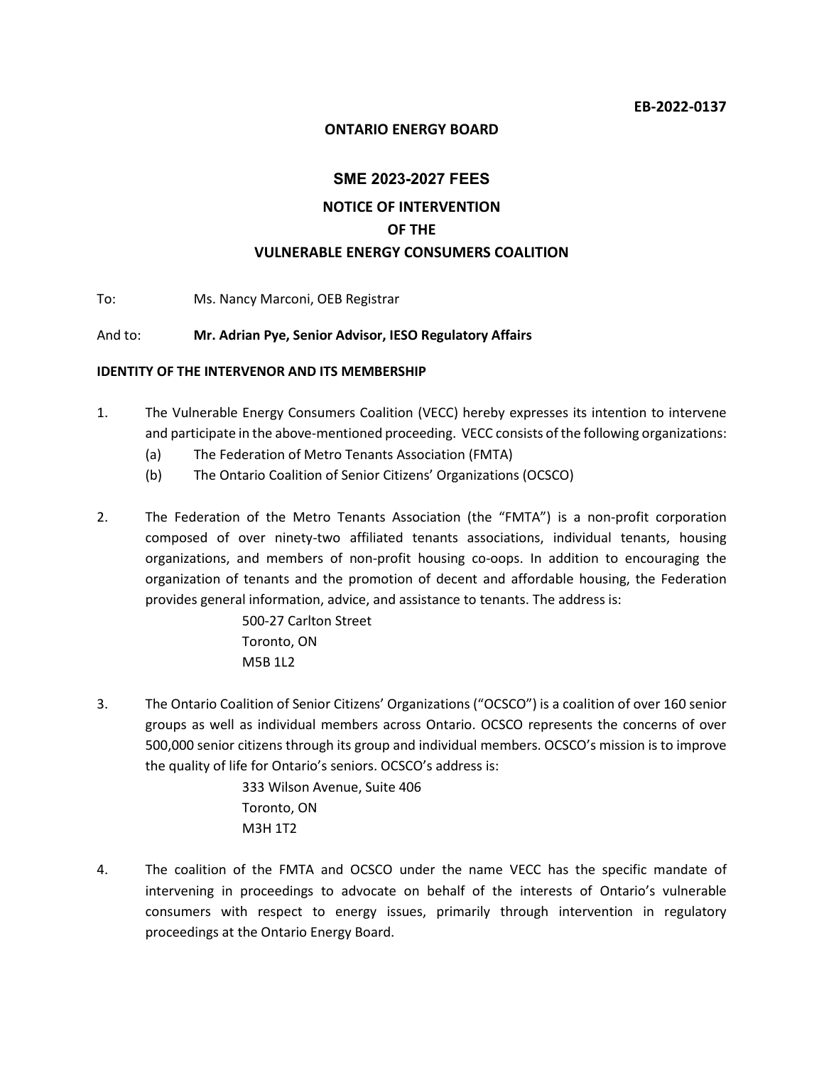**EB-2022-0137**

**ONTARIO ENERGY BOARD**

## SME 2023-2027 FEES

### NOTICE OF INTERVENTION
### OF THE
### VULNERABLE ENERGY CONSUMERS COALITION

To: Ms. Nancy Marconi, OEB Registrar

And to: **Mr. Adrian Pye, Senior Advisor, IESO Regulatory Affairs**

**IDENTITY OF THE INTERVENOR AND ITS MEMBERSHIP**

1. The Vulnerable Energy Consumers Coalition (VECC) hereby expresses its intention to intervene and participate in the above-mentioned proceeding. VECC consists of the following organizations:
   (a) The Federation of Metro Tenants Association (FMTA)
   (b) The Ontario Coalition of Senior Citizens' Organizations (OCSCO)

2. The Federation of the Metro Tenants Association (the "FMTA") is a non-profit corporation composed of over ninety-two affiliated tenants associations, individual tenants, housing organizations, and members of non-profit housing co-oops. In addition to encouraging the organization of tenants and the promotion of decent and affordable housing, the Federation provides general information, advice, and assistance to tenants. The address is:

   500-27 Carlton Street
   Toronto, ON
   M5B 1L2

3. The Ontario Coalition of Senior Citizens' Organizations ("OCSCO") is a coalition of over 160 senior groups as well as individual members across Ontario. OCSCO represents the concerns of over 500,000 senior citizens through its group and individual members. OCSCO's mission is to improve the quality of life for Ontario's seniors. OCSCO's address is:

   333 Wilson Avenue, Suite 406
   Toronto, ON
   M3H 1T2

4. The coalition of the FMTA and OCSCO under the name VECC has the specific mandate of intervening in proceedings to advocate on behalf of the interests of Ontario's vulnerable consumers with respect to energy issues, primarily through intervention in regulatory proceedings at the Ontario Energy Board.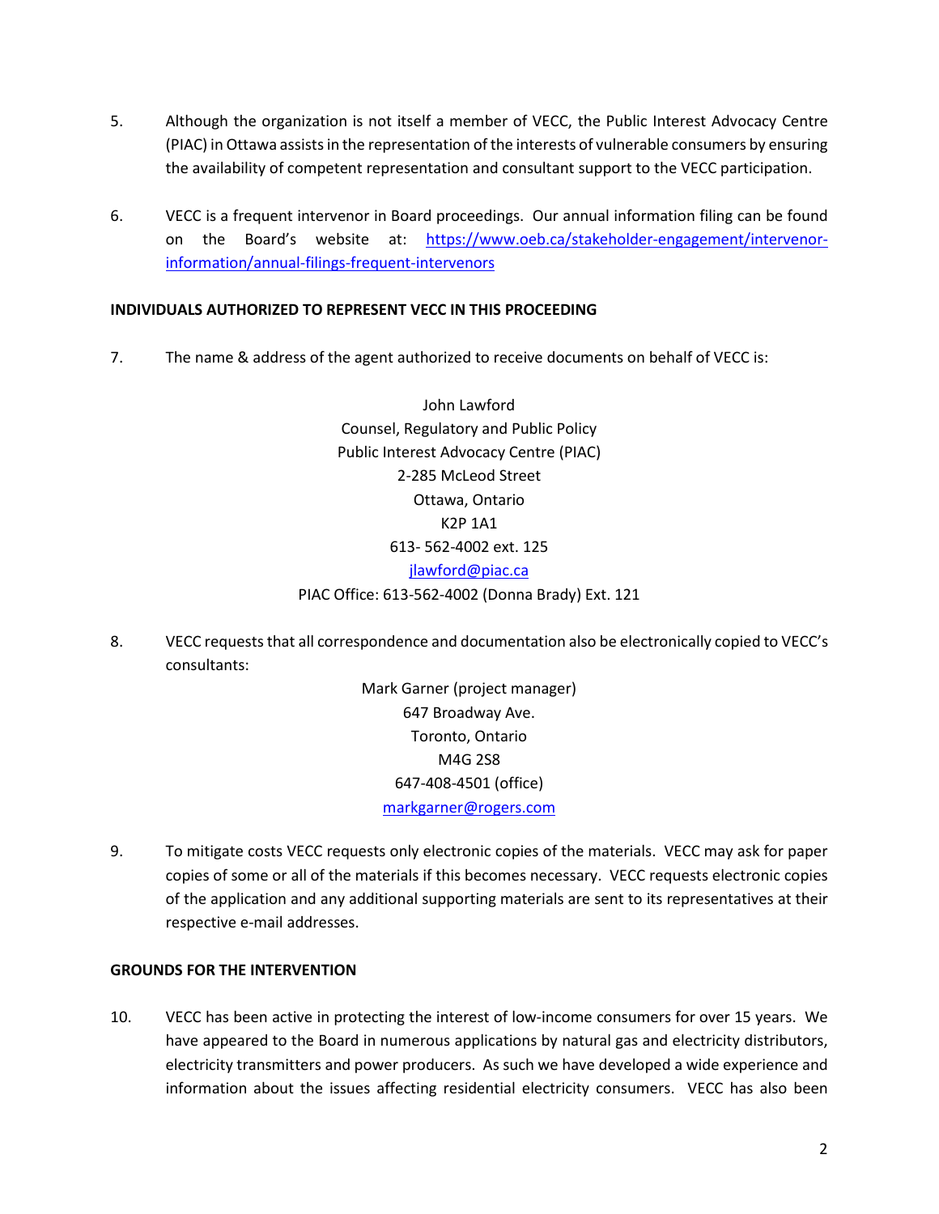5. Although the organization is not itself a member of VECC, the Public Interest Advocacy Centre (PIAC) in Ottawa assists in the representation of the interests of vulnerable consumers by ensuring the availability of competent representation and consultant support to the VECC participation.

6. VECC is a frequent intervenor in Board proceedings. Our annual information filing can be found on the Board's website at: https://www.oeb.ca/stakeholder-engagement/intervenor-information/annual-filings-frequent-intervenors

**INDIVIDUALS AUTHORIZED TO REPRESENT VECC IN THIS PROCEEDING**

7. The name & address of the agent authorized to receive documents on behalf of VECC is:

John Lawford
Counsel, Regulatory and Public Policy
Public Interest Advocacy Centre (PIAC)
2-285 McLeod Street
Ottawa, Ontario
K2P 1A1
613- 562-4002 ext. 125
jlawford@piac.ca
PIAC Office: 613-562-4002 (Donna Brady) Ext. 121

8. VECC requests that all correspondence and documentation also be electronically copied to VECC's consultants:

Mark Garner (project manager)
647 Broadway Ave.
Toronto, Ontario
M4G 2S8
647-408-4501 (office)
markgarner@rogers.com

9. To mitigate costs VECC requests only electronic copies of the materials. VECC may ask for paper copies of some or all of the materials if this becomes necessary. VECC requests electronic copies of the application and any additional supporting materials are sent to its representatives at their respective e-mail addresses.

**GROUNDS FOR THE INTERVENTION**

10. VECC has been active in protecting the interest of low-income consumers for over 15 years. We have appeared to the Board in numerous applications by natural gas and electricity distributors, electricity transmitters and power producers. As such we have developed a wide experience and information about the issues affecting residential electricity consumers. VECC has also been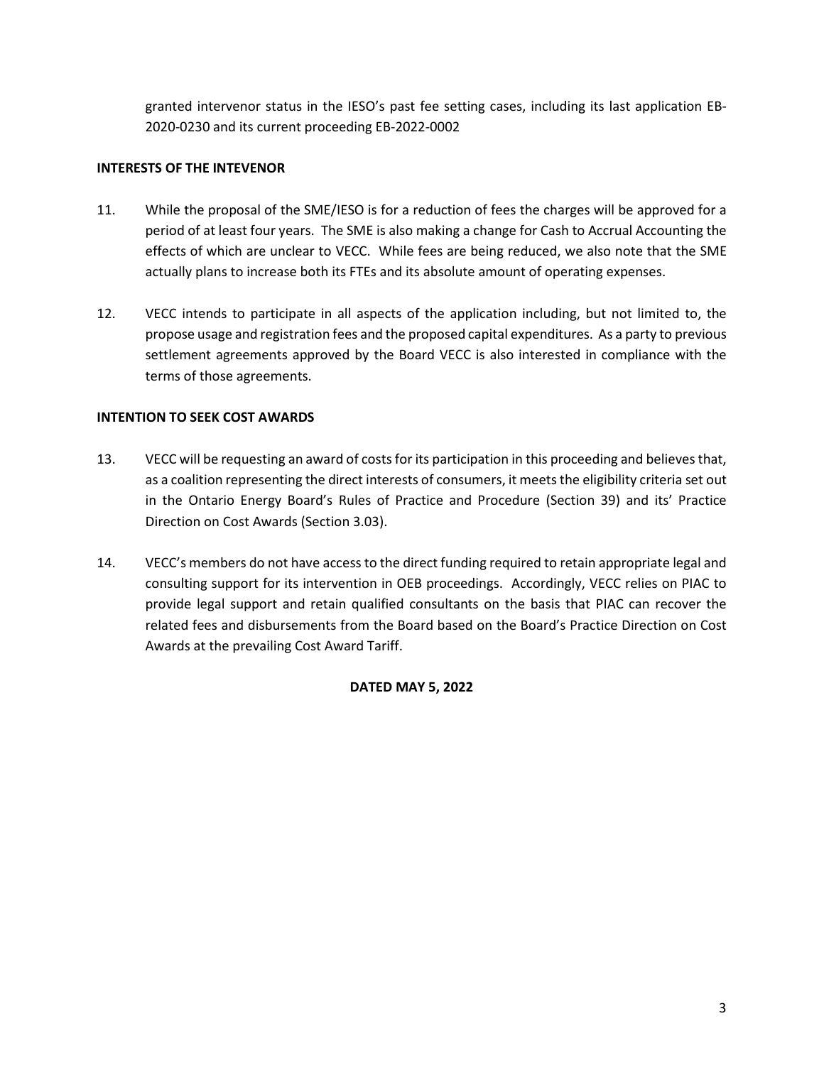granted intervenor status in the IESO's past fee setting cases, including its last application EB-2020-0230 and its current proceeding EB-2022-0002

**INTERESTS OF THE INTEVENOR**

11. While the proposal of the SME/IESO is for a reduction of fees the charges will be approved for a period of at least four years. The SME is also making a change for Cash to Accrual Accounting the effects of which are unclear to VECC. While fees are being reduced, we also note that the SME actually plans to increase both its FTEs and its absolute amount of operating expenses.

12. VECC intends to participate in all aspects of the application including, but not limited to, the propose usage and registration fees and the proposed capital expenditures. As a party to previous settlement agreements approved by the Board VECC is also interested in compliance with the terms of those agreements.

**INTENTION TO SEEK COST AWARDS**

13. VECC will be requesting an award of costs for its participation in this proceeding and believes that, as a coalition representing the direct interests of consumers, it meets the eligibility criteria set out in the Ontario Energy Board's Rules of Practice and Procedure (Section 39) and its' Practice Direction on Cost Awards (Section 3.03).

14. VECC's members do not have access to the direct funding required to retain appropriate legal and consulting support for its intervention in OEB proceedings. Accordingly, VECC relies on PIAC to provide legal support and retain qualified consultants on the basis that PIAC can recover the related fees and disbursements from the Board based on the Board's Practice Direction on Cost Awards at the prevailing Cost Award Tariff.

**DATED MAY 5, 2022**